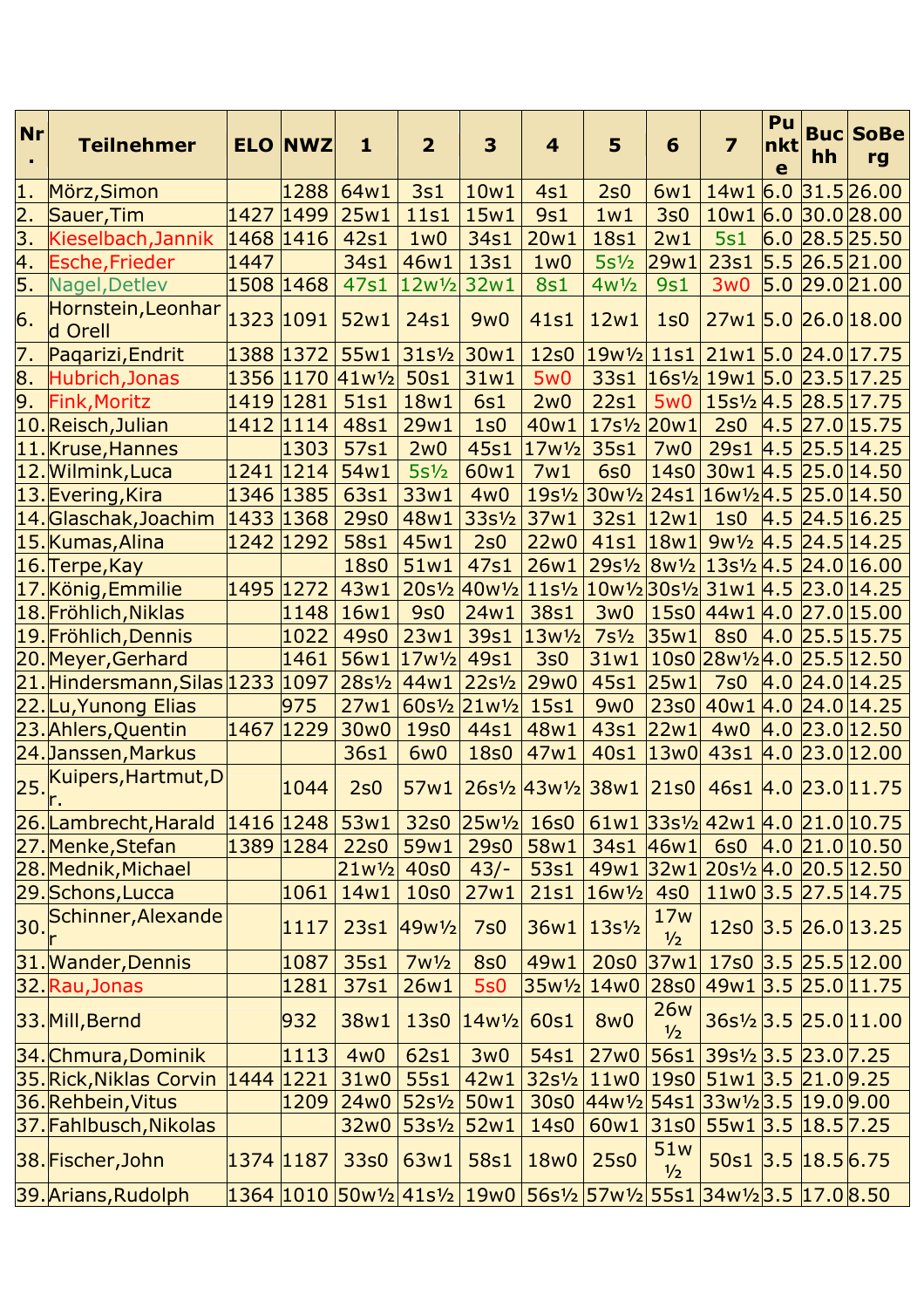| Nr. | Teilnehmer | ELO | NWZ | 1 | 2 | 3 | 4 | 5 | 6 | 7 | Punkte | Buchh | SoBerg |
|---|---|---|---|---|---|---|---|---|---|---|---|---|---|
| 1. | Mörz,Simon | | 1288 | 64w1 | 3s1 | 10w1 | 4s1 | 2s0 | 6w1 | 14w1 | 6.0 | 31.5 | 26.00 |
| 2. | Sauer,Tim | 1427 | 1499 | 25w1 | 11s1 | 15w1 | 9s1 | 1w1 | 3s0 | 10w1 | 6.0 | 30.0 | 28.00 |
| 3. | Kieselbach,Jannik | 1468 | 1416 | 42s1 | 1w0 | 34s1 | 20w1 | 18s1 | 2w1 | 5s1 | 6.0 | 28.5 | 25.50 |
| 4. | Esche,Frieder | 1447 | | 34s1 | 46w1 | 13s1 | 1w0 | 5s½ | 29w1 | 23s1 | 5.5 | 26.5 | 21.00 |
| 5. | Nagel,Detlev | 1508 | 1468 | 47s1 | 12w½ | 32w1 | 8s1 | 4w½ | 9s1 | 3w0 | 5.0 | 29.0 | 21.00 |
| 6. | Hornstein,Leonhard Orell | 1323 | 1091 | 52w1 | 24s1 | 9w0 | 41s1 | 12w1 | 1s0 | 27w1 | 5.0 | 26.0 | 18.00 |
| 7. | Paqarizi,Endrit | 1388 | 1372 | 55w1 | 31s½ | 30w1 | 12s0 | 19w½ | 11s1 | 21w1 | 5.0 | 24.0 | 17.75 |
| 8. | Hubrich,Jonas | 1356 | 1170 | 41w½ | 50s1 | 31w1 | 5w0 | 33s1 | 16s½ | 19w1 | 5.0 | 23.5 | 17.25 |
| 9. | Fink,Moritz | 1419 | 1281 | 51s1 | 18w1 | 6s1 | 2w0 | 22s1 | 5w0 | 15s½ | 4.5 | 28.5 | 17.75 |
| 10. | Reisch,Julian | 1412 | 1114 | 48s1 | 29w1 | 1s0 | 40w1 | 17s½ | 20w1 | 2s0 | 4.5 | 27.0 | 15.75 |
| 11. | Kruse,Hannes | | 1303 | 57s1 | 2w0 | 45s1 | 17w½ | 35s1 | 7w0 | 29s1 | 4.5 | 25.5 | 14.25 |
| 12. | Wilmink,Luca | 1241 | 1214 | 54w1 | 5s½ | 60w1 | 7w1 | 6s0 | 14s0 | 30w1 | 4.5 | 25.0 | 14.50 |
| 13. | Evering,Kira | 1346 | 1385 | 63s1 | 33w1 | 4w0 | 19s½ | 30w½ | 24s1 | 16w½ | 4.5 | 25.0 | 14.50 |
| 14. | Glaschak,Joachim | 1433 | 1368 | 29s0 | 48w1 | 33s½ | 37w1 | 32s1 | 12w1 | 1s0 | 4.5 | 24.5 | 16.25 |
| 15. | Kumas,Alina | 1242 | 1292 | 58s1 | 45w1 | 2s0 | 22w0 | 41s1 | 18w1 | 9w½ | 4.5 | 24.5 | 14.25 |
| 16. | Terpe,Kay | | | 18s0 | 51w1 | 47s1 | 26w1 | 29s½ | 8w½ | 13s½ | 4.5 | 24.0 | 16.00 |
| 17. | König,Emmilie | 1495 | 1272 | 43w1 | 20s½ | 40w½ | 11s½ | 10w½ | 30s½ | 31w1 | 4.5 | 23.0 | 14.25 |
| 18. | Fröhlich,Niklas | | 1148 | 16w1 | 9s0 | 24w1 | 38s1 | 3w0 | 15s0 | 44w1 | 4.0 | 27.0 | 15.00 |
| 19. | Fröhlich,Dennis | | 1022 | 49s0 | 23w1 | 39s1 | 13w½ | 7s½ | 35w1 | 8s0 | 4.0 | 25.5 | 15.75 |
| 20. | Meyer,Gerhard | | 1461 | 56w1 | 17w½ | 49s1 | 3s0 | 31w1 | 10s0 | 28w½ | 4.0 | 25.5 | 12.50 |
| 21. | Hindersmann,Silas | 1233 | 1097 | 28s½ | 44w1 | 22s½ | 29w0 | 45s1 | 25w1 | 7s0 | 4.0 | 24.0 | 14.25 |
| 22. | Lu,Yunong Elias | | 975 | 27w1 | 60s½ | 21w½ | 15s1 | 9w0 | 23s0 | 40w1 | 4.0 | 24.0 | 14.25 |
| 23. | Ahlers,Quentin | 1467 | 1229 | 30w0 | 19s0 | 44s1 | 48w1 | 43s1 | 22w1 | 4w0 | 4.0 | 23.0 | 12.50 |
| 24. | Janssen,Markus | | | 36s1 | 6w0 | 18s0 | 47w1 | 40s1 | 13w0 | 43s1 | 4.0 | 23.0 | 12.00 |
| 25. | Kuipers,Hartmut,Dr. | | 1044 | 2s0 | 57w1 | 26s½ | 43w½ | 38w1 | 21s0 | 46s1 | 4.0 | 23.0 | 11.75 |
| 26. | Lambrecht,Harald | 1416 | 1248 | 53w1 | 32s0 | 25w½ | 16s0 | 61w1 | 33s½ | 42w1 | 4.0 | 21.0 | 10.75 |
| 27. | Menke,Stefan | 1389 | 1284 | 22s0 | 59w1 | 29s0 | 58w1 | 34s1 | 46w1 | 6s0 | 4.0 | 21.0 | 10.50 |
| 28. | Mednik,Michael | | | 21w½ | 40s0 | 43/- | 53s1 | 49w1 | 32w1 | 20s½ | 4.0 | 20.5 | 12.50 |
| 29. | Schons,Lucca | | 1061 | 14w1 | 10s0 | 27w1 | 21s1 | 16w½ | 4s0 | 11w0 | 3.5 | 27.5 | 14.75 |
| 30. | Schinner,Alexander | | 1117 | 23s1 | 49w½ | 7s0 | 36w1 | 13s½ | 17w½ | 12s0 | 3.5 | 26.0 | 13.25 |
| 31. | Wander,Dennis | | 1087 | 35s1 | 7w½ | 8s0 | 49w1 | 20s0 | 37w1 | 17s0 | 3.5 | 25.5 | 12.00 |
| 32. | Rau,Jonas | | 1281 | 37s1 | 26w1 | 5s0 | 35w½ | 14w0 | 28s0 | 49w1 | 3.5 | 25.0 | 11.75 |
| 33. | Mill,Bernd | | 932 | 38w1 | 13s0 | 14w½ | 60s1 | 8w0 | 26w½ | 36s½ | 3.5 | 25.0 | 11.00 |
| 34. | Chmura,Dominik | | 1113 | 4w0 | 62s1 | 3w0 | 54s1 | 27w0 | 56s1 | 39s½ | 3.5 | 23.0 | 7.25 |
| 35. | Rick,Niklas Corvin | 1444 | 1221 | 31w0 | 55s1 | 42w1 | 32s½ | 11w0 | 19s0 | 51w1 | 3.5 | 21.0 | 9.25 |
| 36. | Rehbein,Vitus | | 1209 | 24w0 | 52s½ | 50w1 | 30s0 | 44w½ | 54s1 | 33w½ | 3.5 | 19.0 | 9.00 |
| 37. | Fahlbusch,Nikolas | | | 32w0 | 53s½ | 52w1 | 14s0 | 60w1 | 31s0 | 55w1 | 3.5 | 18.5 | 7.25 |
| 38. | Fischer,John | 1374 | 1187 | 33s0 | 63w1 | 58s1 | 18w0 | 25s0 | 51w½ | 50s1 | 3.5 | 18.5 | 6.75 |
| 39. | Arians,Rudolph | 1364 | 1010 | 50w½ | 41s½ | 19w0 | 56s½ | 57w½ | 55s1 | 34w½ | 3.5 | 17.0 | 8.50 |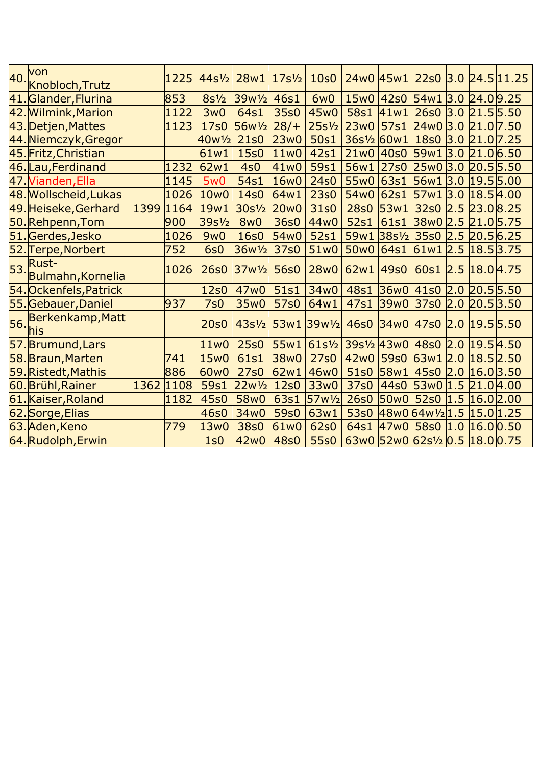| | | | | | | | | | | | | | | |
|---|---|---|---|---|---|---|---|---|---|---|---|---|---|---|
| 40. | von Knobloch,Trutz | | 1225 | 44s½ | 28w1 | 17s½ | 10s0 | 24w0 | 45w1 | 22s0 | 3.0 | 24.5 | 11.25 |
| 41. | Glander,Flurina | | 853 | 8s½ | 39w½ | 46s1 | 6w0 | 15w0 | 42s0 | 54w1 | 3.0 | 24.0 | 9.25 |
| 42. | Wilmink,Marion | | 1122 | 3w0 | 64s1 | 35s0 | 45w0 | 58s1 | 41w1 | 26s0 | 3.0 | 21.5 | 5.50 |
| 43. | Detjen,Mattes | | 1123 | 17s0 | 56w½ | 28/+ | 25s½ | 23w0 | 57s1 | 24w0 | 3.0 | 21.0 | 7.50 |
| 44. | Niemczyk,Gregor | | | 40w½ | 21s0 | 23w0 | 50s1 | 36s½ | 60w1 | 18s0 | 3.0 | 21.0 | 7.25 |
| 45. | Fritz,Christian | | | 61w1 | 15s0 | 11w0 | 42s1 | 21w0 | 40s0 | 59w1 | 3.0 | 21.0 | 6.50 |
| 46. | Lau,Ferdinand | | 1232 | 62w1 | 4s0 | 41w0 | 59s1 | 56w1 | 27s0 | 25w0 | 3.0 | 20.5 | 5.50 |
| 47. | Vianden,Ella | | 1145 | 5w0 | 54s1 | 16w0 | 24s0 | 55w0 | 63s1 | 56w1 | 3.0 | 19.5 | 5.00 |
| 48. | Wollscheid,Lukas | | 1026 | 10w0 | 14s0 | 64w1 | 23s0 | 54w0 | 62s1 | 57w1 | 3.0 | 18.5 | 4.00 |
| 49. | Heiseke,Gerhard | 1399 | 1164 | 19w1 | 30s½ | 20w0 | 31s0 | 28s0 | 53w1 | 32s0 | 2.5 | 23.0 | 8.25 |
| 50. | Rehpenn,Tom | | 900 | 39s½ | 8w0 | 36s0 | 44w0 | 52s1 | 61s1 | 38w0 | 2.5 | 21.0 | 5.75 |
| 51. | Gerdes,Jesko | | 1026 | 9w0 | 16s0 | 54w0 | 52s1 | 59w1 | 38s½ | 35s0 | 2.5 | 20.5 | 6.25 |
| 52. | Terpe,Norbert | | 752 | 6s0 | 36w½ | 37s0 | 51w0 | 50w0 | 64s1 | 61w1 | 2.5 | 18.5 | 3.75 |
| 53. | Rust-Bulmahn,Kornelia | | 1026 | 26s0 | 37w½ | 56s0 | 28w0 | 62w1 | 49s0 | 60s1 | 2.5 | 18.0 | 4.75 |
| 54. | Ockenfels,Patrick | | | 12s0 | 47w0 | 51s1 | 34w0 | 48s1 | 36w0 | 41s0 | 2.0 | 20.5 | 5.50 |
| 55. | Gebauer,Daniel | | 937 | 7s0 | 35w0 | 57s0 | 64w1 | 47s1 | 39w0 | 37s0 | 2.0 | 20.5 | 3.50 |
| 56. | Berkenkamp,Matthis | | | 20s0 | 43s½ | 53w1 | 39w½ | 46s0 | 34w0 | 47s0 | 2.0 | 19.5 | 5.50 |
| 57. | Brumund,Lars | | | 11w0 | 25s0 | 55w1 | 61s½ | 39s½ | 43w0 | 48s0 | 2.0 | 19.5 | 4.50 |
| 58. | Braun,Marten | | 741 | 15w0 | 61s1 | 38w0 | 27s0 | 42w0 | 59s0 | 63w1 | 2.0 | 18.5 | 2.50 |
| 59. | Ristedt,Mathis | | 886 | 60w0 | 27s0 | 62w1 | 46w0 | 51s0 | 58w1 | 45s0 | 2.0 | 16.0 | 3.50 |
| 60. | Brühl,Rainer | 1362 | 1108 | 59s1 | 22w½ | 12s0 | 33w0 | 37s0 | 44s0 | 53w0 | 1.5 | 21.0 | 4.00 |
| 61. | Kaiser,Roland | | 1182 | 45s0 | 58w0 | 63s1 | 57w½ | 26s0 | 50w0 | 52s0 | 1.5 | 16.0 | 2.00 |
| 62. | Sorge,Elias | | | 46s0 | 34w0 | 59s0 | 63w1 | 53s0 | 48w0 | 64w½ | 1.5 | 15.0 | 1.25 |
| 63. | Aden,Keno | | 779 | 13w0 | 38s0 | 61w0 | 62s0 | 64s1 | 47w0 | 58s0 | 1.0 | 16.0 | 0.50 |
| 64. | Rudolph,Erwin | | | 1s0 | 42w0 | 48s0 | 55s0 | 63w0 | 52w0 | 62s½ | 0.5 | 18.0 | 0.75 |